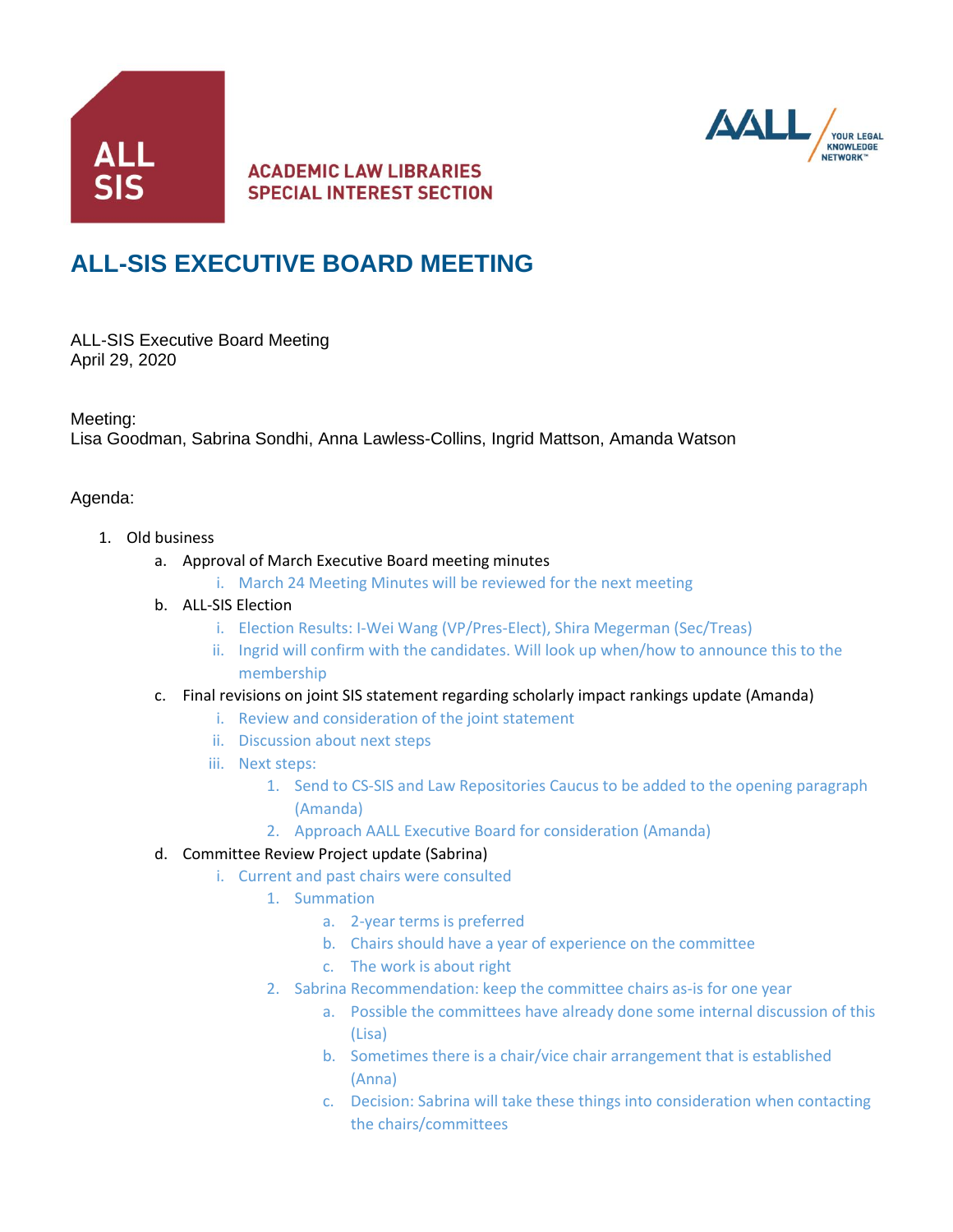ALL SIS

ACADEMIC LAW LIBRARIES
SPECIAL INTEREST SECTION

AALL YOUR LEGAL KNOWLEDGE NETWORK™

# ALL-SIS EXECUTIVE BOARD MEETING

ALL-SIS Executive Board Meeting
April 29, 2020

Meeting:
Lisa Goodman, Sabrina Sondhi, Anna Lawless-Collins, Ingrid Mattson, Amanda Watson

Agenda:

1. Old business
   a. Approval of March Executive Board meeting minutes
      i. March 24 Meeting Minutes will be reviewed for the next meeting
   b. ALL-SIS Election
      i. Election Results: I-Wei Wang (VP/Pres-Elect), Shira Megerman (Sec/Treas)
      ii. Ingrid will confirm with the candidates. Will look up when/how to announce this to the membership
   c. Final revisions on joint SIS statement regarding scholarly impact rankings update (Amanda)
      i. Review and consideration of the joint statement
      ii. Discussion about next steps
      iii. Next steps:
         1. Send to CS-SIS and Law Repositories Caucus to be added to the opening paragraph (Amanda)
         2. Approach AALL Executive Board for consideration (Amanda)
   d. Committee Review Project update (Sabrina)
      i. Current and past chairs were consulted
         1. Summation
            a. 2-year terms is preferred
            b. Chairs should have a year of experience on the committee
            c. The work is about right
         2. Sabrina Recommendation: keep the committee chairs as-is for one year
            a. Possible the committees have already done some internal discussion of this (Lisa)
            b. Sometimes there is a chair/vice chair arrangement that is established (Anna)
            c. Decision: Sabrina will take these things into consideration when contacting the chairs/committees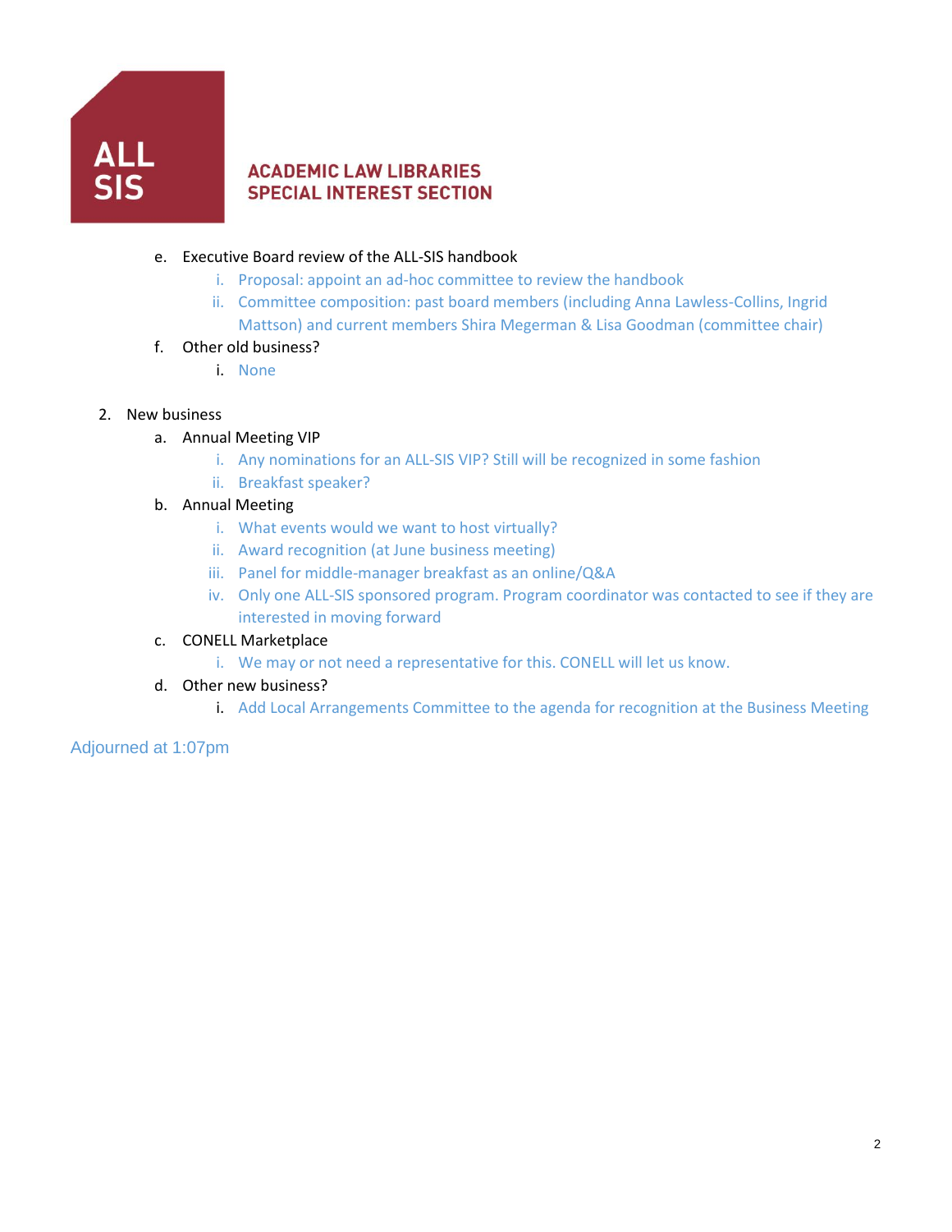**ALL SIS**

**ACADEMIC LAW LIBRARIES SPECIAL INTEREST SECTION**

- e. Executive Board review of the ALL-SIS handbook
  - i. Proposal: appoint an ad-hoc committee to review the handbook
  - ii. Committee composition: past board members (including Anna Lawless-Collins, Ingrid Mattson) and current members Shira Megerman & Lisa Goodman (committee chair)
- f. Other old business?
  - i. None

2. New business
   - a. Annual Meeting VIP
     - i. Any nominations for an ALL-SIS VIP? Still will be recognized in some fashion
     - ii. Breakfast speaker?
   - b. Annual Meeting
     - i. What events would we want to host virtually?
     - ii. Award recognition (at June business meeting)
     - iii. Panel for middle-manager breakfast as an online/Q&A
     - iv. Only one ALL-SIS sponsored program. Program coordinator was contacted to see if they are interested in moving forward
   - c. CONELL Marketplace
     - i. We may or not need a representative for this. CONELL will let us know.
   - d. Other new business?
     - i. Add Local Arrangements Committee to the agenda for recognition at the Business Meeting

Adjourned at 1:07pm